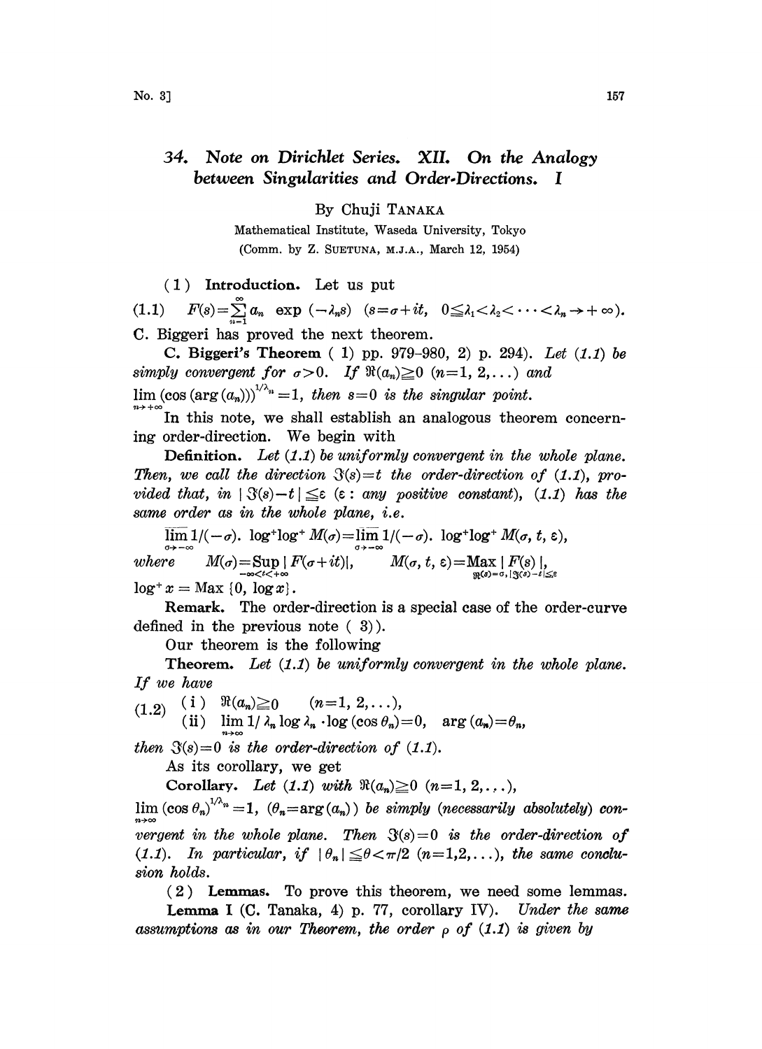# 34. Note on Dirichlet Series. XII. On the Analogy between Singularities and Order-Directions. I

By Chuji TANAKA

Mathematical Institute, Waseda University, Tokyo

(Comm. by Z. SUETUNA, M.J.A., March 12, 1954)

**(1) Introduction.** Let us put

$$(1.1) \quad F(s)=\sum_{n=1}^{\infty} a_n \exp(-\lambda_n s) \quad (s=\sigma+it, \ 0\leqq\lambda_1<\lambda_2<\cdots<\lambda_n\to+\infty).$$

C. Biggeri has proved the next theorem.

**C. Biggeri's Theorem** (1) pp. 979–980, 2) p. 294). *Let (1.1) be simply convergent for $\sigma>0$. If $\Re(a_n)\geqq 0$ $(n=1, 2, \ldots)$ and $\lim_{n\to+\infty}(\cos(\arg(a_n)))^{1/\lambda_n}=1$, then $s=0$ is the singular point.*

In this note, we shall establish an analogous theorem concerning order-direction. We begin with

**Definition.** *Let (1.1) be uniformly convergent in the whole plane. Then, we call the direction $\Im(s)=t$ the order-direction of (1.1), provided that, in $|\Im(s)-t|\leqq\varepsilon$ ($\varepsilon$: any positive constant), (1.1) has the same order as in the whole plane, i.e.*

$$\overline{\lim_{\sigma\to-\infty}} 1/(-\sigma).\ \log^+\log^+ M(\sigma)=\overline{\lim_{\sigma\to-\infty}} 1/(-\sigma).\ \log^+\log^+ M(\sigma, t, \varepsilon),$$

*where* $\quad M(\sigma)=\sup_{-\infty<t<+\infty}|F(\sigma+it)|, \qquad M(\sigma, t, \varepsilon)=\max_{\Re(s)=\sigma, |\Im(s)-t|\leqq\varepsilon}|F(s)|,$

$\log^+ x = \operatorname{Max}\{0, \log x\}$.

**Remark.** The order-direction is a special case of the order-curve defined in the previous note (3)).

Our theorem is the following

**Theorem.** *Let (1.1) be uniformly convergent in the whole plane. If we have*

$$(1.2) \quad \begin{aligned} &\text{(i)} \quad \Re(a_n)\geqq 0 \qquad (n=1, 2, \ldots), \\ &\text{(ii)} \quad \lim_{n\to\infty} 1/\lambda_n \log\lambda_n \cdot \log(\cos\theta_n)=0, \quad \arg(a_n)=\theta_n, \end{aligned}$$

*then $\Im(s)=0$ is the order-direction of (1.1).*

As its corollary, we get

**Corollary.** *Let (1.1) with $\Re(a_n)\geqq 0$ $(n=1, 2, \ldots)$, $\lim_{n\to\infty}(\cos\theta_n)^{1/\lambda_n}=1$, $(\theta_n=\arg(a_n))$ be simply (necessarily absolutely) convergent in the whole plane. Then $\Im(s)=0$ is the order-direction of (1.1). In particular, if $|\theta_n|\leqq\theta<\pi/2$ $(n=1,2,\ldots)$, the same conclusion holds.*

**(2) Lemmas.** To prove this theorem, we need some lemmas.

**Lemma I** (C. Tanaka, 4) p. 77, corollary IV). *Under the same assumptions as in our Theorem, the order $\rho$ of (1.1) is given by*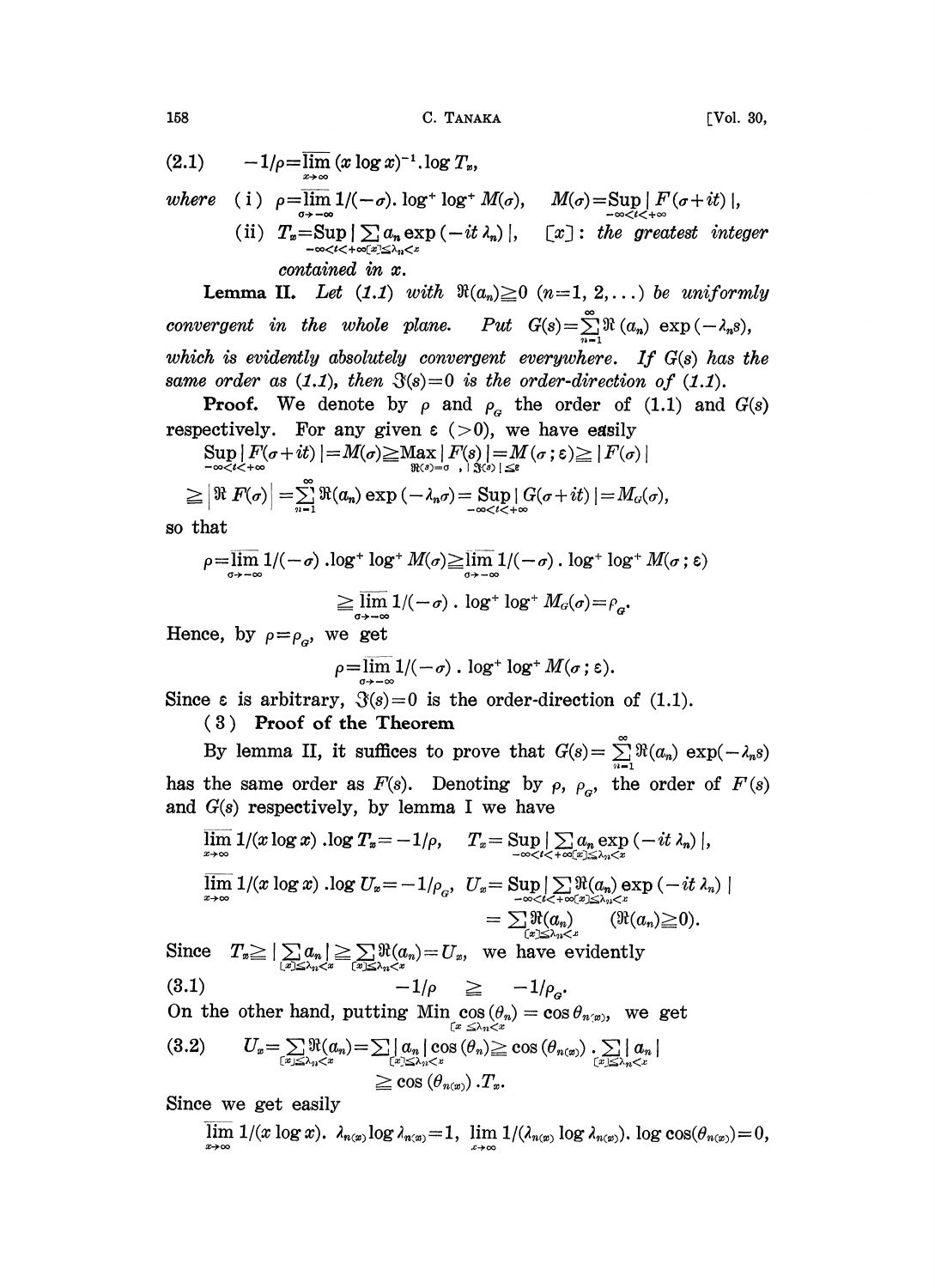$$(2.1) \qquad -1/\rho = \overline{\lim_{x\to\infty}}\, (x \log x)^{-1} . \log T_x,$$

*where* (i) $\rho = \overline{\lim_{\sigma\to-\infty}}\, 1/(-\sigma) . \log^+ \log^+ M(\sigma), \quad M(\sigma) = \operatorname{Sup}_{-\infty<t<+\infty} |F(\sigma+it)|,$

(ii) $T_x = \operatorname{Sup}_{-\infty<t<+\infty} |\sum_{[x]\leq\lambda_n<x} a_n \exp(-it\,\lambda_n)|, \quad [x]$: *the greatest integer contained in* $x$.

**Lemma II.** *Let (1.1) with* $\Re(a_n) \geq 0$ $(n=1, 2, \ldots)$ *be uniformly convergent in the whole plane. Put* $G(s) = \sum_{n=1}^{\infty} \Re(a_n) \exp(-\lambda_n s)$, *which is evidently absolutely convergent everywhere. If* $G(s)$ *has the same order as (1.1), then* $\Im(s)=0$ *is the order-direction of (1.1).*

**Proof.** We denote by $\rho$ and $\rho_G$ the order of (1.1) and $G(s)$ respectively. For any given $\varepsilon$ $(>0)$, we have easily

$$\operatorname{Sup}_{-\infty<t<+\infty} |F(\sigma+it)| = M(\sigma) \geq \operatorname{Max}_{\Re(s)=\sigma,\ |\Im(s)|\leq\varepsilon} |F(s)| = M(\sigma\,;\varepsilon) \geq |F(\sigma)|$$

$$\geq \left|\Re F(\sigma)\right| = \sum_{n=1}^{\infty} \Re(a_n) \exp(-\lambda_n \sigma) = \operatorname{Sup}_{-\infty<t<+\infty} |G(\sigma+it)| = M_G(\sigma),$$

so that

$$\rho = \overline{\lim_{\sigma\to-\infty}}\, 1/(-\sigma) . \log^+ \log^+ M(\sigma) \geq \overline{\lim_{\sigma\to-\infty}}\, 1/(-\sigma) . \log^+ \log^+ M(\sigma\,;\varepsilon)$$

$$\geq \overline{\lim_{\sigma\to-\infty}}\, 1/(-\sigma) . \log^+ \log^+ M_G(\sigma) = \rho_G.$$

Hence, by $\rho = \rho_G$, we get

$$\rho = \overline{\lim_{\sigma\to-\infty}}\, 1/(-\sigma) . \log^+ \log^+ M(\sigma\,;\varepsilon).$$

Since $\varepsilon$ is arbitrary, $\Im(s)=0$ is the order-direction of (1.1).

### (3) Proof of the Theorem

By lemma II, it suffices to prove that $G(s) = \sum_{n=1}^{\infty} \Re(a_n) \exp(-\lambda_n s)$ has the same order as $F(s)$. Denoting by $\rho$, $\rho_G$, the order of $F(s)$ and $G(s)$ respectively, by lemma I we have

$$\overline{\lim_{x\to\infty}}\, 1/(x \log x) . \log T_x = -1/\rho, \quad T_x = \operatorname{Sup}_{-\infty<t<+\infty} |\sum_{[x]\leq\lambda_n<x} a_n \exp(-it\,\lambda_n)|,$$

$$\overline{\lim_{x\to\infty}}\, 1/(x \log x) . \log U_x = -1/\rho_G, \quad U_x = \operatorname{Sup}_{-\infty<t<+\infty} |\sum_{[x]\leq\lambda_n<x} \Re(a_n) \exp(-it\,\lambda_n)|$$

$$= \sum_{[x]\leq\lambda_n<x} \Re(a_n) \qquad (\Re(a_n) \geq 0).$$

Since $T_x \geq |\sum_{[x]\leq\lambda_n<x} a_n| \geq \sum_{[x]\leq\lambda_n<x} \Re(a_n) = U_x$, we have evidently

$$(3.1) \qquad -1/\rho \quad \geq \quad -1/\rho_G.$$

On the other hand, putting $\operatorname{Min}_{[x\leq\lambda_n<x} \cos(\theta_n) = \cos\theta_{n(x)}$, we get

$$(3.2) \qquad U_x = \sum_{[x]\leq\lambda_n<x} \Re(a_n) = \sum_{[x]\leq\lambda_n<x} |a_n| \cos(\theta_n) \geq \cos(\theta_{n(x)}) . \sum_{[x]\leq\lambda_n<x} |a_n|$$

$$\geq \cos(\theta_{n(x)}) . T_x.$$

Since we get easily

$$\overline{\lim_{x\to\infty}}\, 1/(x \log x) .\ \lambda_{n(x)} \log \lambda_{n(x)} = 1, \quad \lim_{x\to\infty} 1/(\lambda_{n(x)} \log \lambda_{n(x)}) . \log \cos(\theta_{n(x)}) = 0,$$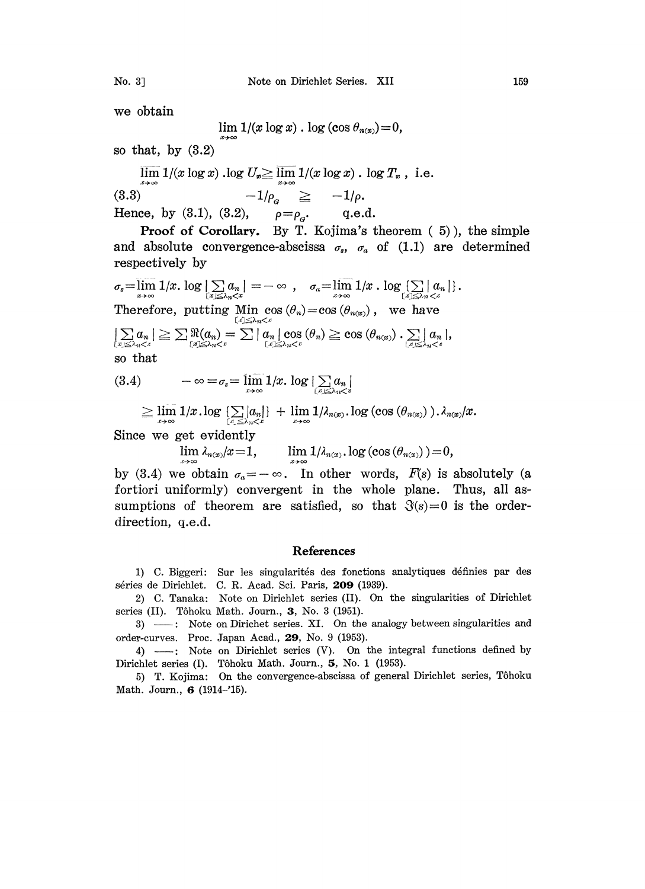we obtain

$$\lim_{x\to\infty} 1/(x \log x) \,.\, \log(\cos \theta_{n(x)})=0,$$

so that, by (3.2)

$$\overline{\lim_{x\to\infty}}\, 1/(x \log x) \,.\log U_x \geqq \overline{\lim_{x\to\infty}}\, 1/(x\log x) \,.\, \log T_x \text{ , i.e.}$$

$$(3.3) \qquad\qquad -1/\rho_{G} \quad \geqq \quad -1/\rho.$$

Hence, by (3.1), (3.2), $\quad \rho=\rho_{G}. \quad$ q.e.d.

**Proof of Corollary.** By T. Kojima's theorem ( 5) ), the simple and absolute convergence-abscissa $\sigma_s$, $\sigma_a$ of (1.1) are determined respectively by

$$\sigma_s=\overline{\lim_{x\to\infty}}\, 1/x.\, \log|\sum_{[x]\leqq\lambda_n<x} a_n| = -\infty \ , \quad \sigma_a=\overline{\lim_{x\to\infty}}\, 1/x \,.\, \log\{\sum_{[x]\leqq\lambda_n<x} |a_n|\}.$$

Therefore, putting $\operatorname*{Min}_{[x]\leqq\lambda_n<x} \cos(\theta_n)=\cos(\theta_{n(x)})$, we have

$$|\sum_{[x]\leqq\lambda_n<x} a_n| \geqq \sum_{[x]\leqq\lambda_n<x} \Re(a_n) = \sum_{[x]\leqq\lambda_n<x} |a_n| \cos(\theta_n) \geqq \cos(\theta_{n(x)}) \cdot \sum_{[x]\leqq\lambda_n<x} |a_n|,$$

so that

$$(3.4) \qquad -\infty=\sigma_s= \overline{\lim_{x\to\infty}}\, 1/x.\, \log|\sum_{[x]\leqq\lambda_n<x} a_n|$$

$$\geqq \overline{\lim_{x\to\infty}}\, 1/x.\log\{\sum_{[x]\leqq\lambda_n<x}|a_n|\} + \lim_{x\to\infty} 1/\lambda_{n(x)}.\log(\cos(\theta_{n(x)})).\lambda_{n(x)}/x.$$

Since we get evidently

$$\lim_{x\to\infty} \lambda_{n(x)}/x=1, \qquad \lim_{x\to\infty} 1/\lambda_{n(x)}.\log(\cos(\theta_{n(x)}))=0,$$

by (3.4) we obtain $\sigma_a=-\infty$. In other words, $F(s)$ is absolutely (a fortiori uniformly) convergent in the whole plane. Thus, all assumptions of theorem are satisfied, so that $\Im(s)=0$ is the order-direction, q.e.d.

## References

1) C. Biggeri: Sur les singularités des fonctions analytiques définies par des séries de Dirichlet. C. R. Acad. Sci. Paris, **209** (1939).

2) C. Tanaka: Note on Dirichlet series (II). On the singularities of Dirichlet series (II). Tôhoku Math. Journ., **3**, No. 3 (1951).

3) ——: Note on Dirichet series. XI. On the analogy between singularities and order-curves. Proc. Japan Acad., **29**, No. 9 (1953).

4) ——: Note on Dirichlet series (V). On the integral functions defined by Dirichlet series (I). Tôhoku Math. Journ., **5**, No. 1 (1953).

5) T. Kojima: On the convergence-abscissa of general Dirichlet series, Tôhoku Math. Journ., **6** (1914-'15).